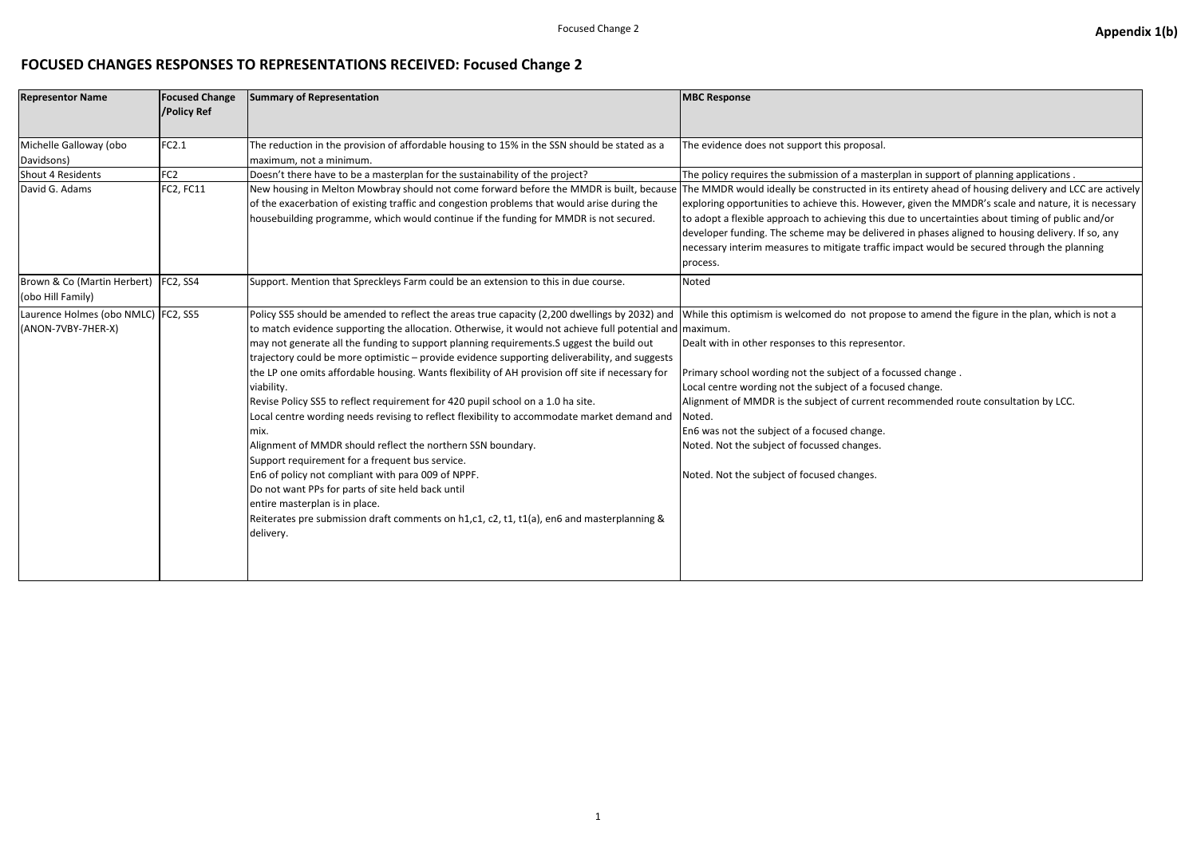Appendix 1(b)

# FOCUSED CHANGES RESPONSES TO REPRESENTATIONS RECEIVED: Focused Change 2

| Representor Name | Focused Change /Policy Ref | Summary of Representation | MBC Response |
|---|---|---|---|
| Michelle Galloway (obo Davidsons) | FC2.1 | The reduction in the provision of affordable housing to 15% in the SSN should be stated as a maximum, not a minimum. | The evidence does not support this proposal. |
| Shout 4 Residents | FC2 | Doesn't there have to be a masterplan for the sustainability of the project? | The policy requires the submission of a masterplan in support of planning applications . |
| David G. Adams | FC2, FC11 | New housing in Melton Mowbray should not come forward before the MMDR is built, because of the exacerbation of existing traffic and congestion problems that would arise during the housebuilding programme, which would continue if the funding for MMDR is not secured. | The MMDR would ideally be constructed in its entirety ahead of housing delivery and LCC are actively exploring opportunities to achieve this. However, given the MMDR's scale and nature, it is necessary to adopt a flexible approach to achieving this due to uncertainties about timing of public and/or developer funding. The scheme may be delivered in phases aligned to housing delivery. If so, any necessary interim measures to mitigate traffic impact would be secured through the planning process. |
| Brown & Co (Martin Herbert) (obo Hill Family) | FC2, SS4 | Support. Mention that Spreckleys Farm could be an extension to this in due course. | Noted |
| Laurence Holmes (obo NMLC) (ANON-7VBY-7HER-X) | FC2, SS5 | Policy SS5 should be amended to reflect the areas true capacity (2,200 dwellings by 2032) and to match evidence supporting the allocation. Otherwise, it would not achieve full potential and may not generate all the funding to support planning requirements.S uggest the build out trajectory could be more optimistic – provide evidence supporting deliverability, and suggests the LP one omits affordable housing. Wants flexibility of AH provision off site if necessary for viability.<br>Revise Policy SS5 to reflect requirement for 420 pupil school on a 1.0 ha site.<br>Local centre wording needs revising to reflect flexibility to accommodate market demand and mix.<br>Alignment of MMDR should reflect the northern SSN boundary.<br>Support requirement for a frequent bus service.<br>En6 of policy not compliant with para 009 of NPPF.<br>Do not want PPs for parts of site held back until entire masterplan is in place.<br>Reiterates pre submission draft comments on h1,c1, c2, t1, t1(a), en6 and masterplanning & delivery. | While this optimism is welcomed do not propose to amend the figure in the plan, which is not a maximum.<br>Dealt with in other responses to this representor.<br><br>Primary school wording not the subject of a focussed change .<br>Local centre wording not the subject of a focused change.<br>Alignment of MMDR is the subject of current recommended route consultation by LCC.<br>Noted.<br>En6 was not the subject of a focused change.<br>Noted. Not the subject of focussed changes.<br><br>Noted. Not the subject of focused changes. |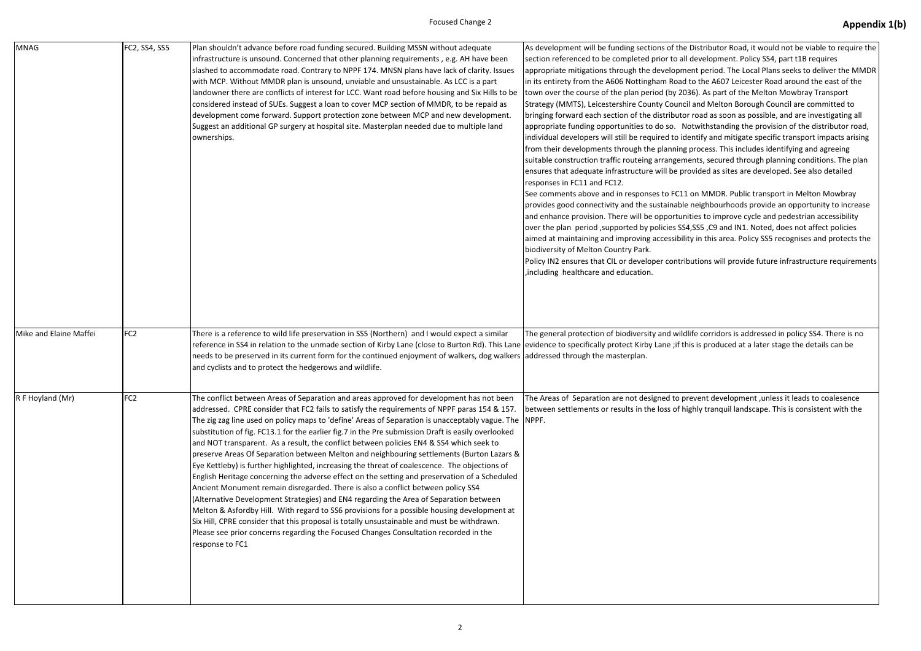| MNAG | FC2, SS4, SS5 | Plan shouldn't advance before road funding secured. Building MSSN without adequate infrastructure is unsound. Concerned that other planning requirements , e.g. AH have been slashed to accommodate road. Contrary to NPPF 174. MNSN plans have lack of clarity. Issues with MCP. Without MMDR plan is unsound, unviable and unsustainable. As LCC is a part landowner there are conflicts of interest for LCC. Want road before housing and Six Hills to be considered instead of SUEs. Suggest a loan to cover MCP section of MMDR, to be repaid as development come forward. Support protection zone between MCP and new development. Suggest an additional GP surgery at hospital site. Masterplan needed due to multiple land ownerships. | As development will be funding sections of the Distributor Road, it would not be viable to require the section referenced to be completed prior to all development. Policy SS4, part t1B requires appropriate mitigations through the development period. The Local Plans seeks to deliver the MMDR in its entirety from the A606 Nottingham Road to the A607 Leicester Road around the east of the town over the course of the plan period (by 2036). As part of the Melton Mowbray Transport Strategy (MMTS), Leicestershire County Council and Melton Borough Council are committed to bringing forward each section of the distributor road as soon as possible, and are investigating all appropriate funding opportunities to do so. Notwithstanding the provision of the distributor road, individual developers will still be required to identify and mitigate specific transport impacts arising from their developments through the planning process. This includes identifying and agreeing suitable construction traffic routeing arrangements, secured through planning conditions. The plan ensures that adequate infrastructure will be provided as sites are developed. See also detailed responses in FC11 and FC12.<br>See comments above and in responses to FC11 on MMDR. Public transport in Melton Mowbray provides good connectivity and the sustainable neighbourhoods provide an opportunity to increase and enhance provision. There will be opportunities to improve cycle and pedestrian accessibility over the plan period ,supported by policies SS4,SS5 ,C9 and IN1. Noted, does not affect policies aimed at maintaining and improving accessibility in this area. Policy SS5 recognises and protects the biodiversity of Melton Country Park.<br>Policy IN2 ensures that CIL or developer contributions will provide future infrastructure requirements ,including healthcare and education. |
|---|---|---|---|
| Mike and Elaine Maffei | FC2 | There is a reference to wild life preservation in SS5 (Northern) and I would expect a similar reference in SS4 in relation to the unmade section of Kirby Lane (close to Burton Rd). This Lane needs to be preserved in its current form for the continued enjoyment of walkers, dog walkers and cyclists and to protect the hedgerows and wildlife. | The general protection of biodiversity and wildlife corridors is addressed in policy SS4. There is no evidence to specifically protect Kirby Lane ;if this is produced at a later stage the details can be addressed through the masterplan. |
| R F Hoyland (Mr) | FC2 | The conflict between Areas of Separation and areas approved for development has not been addressed. CPRE consider that FC2 fails to satisfy the requirements of NPPF paras 154 & 157. The zig zag line used on policy maps to 'define' Areas of Separation is unacceptably vague. The substitution of fig. FC13.1 for the earlier fig.7 in the Pre submission Draft is easily overlooked and NOT transparent. As a result, the conflict between policies EN4 & SS4 which seek to preserve Areas Of Separation between Melton and neighbouring settlements (Burton Lazars & Eye Kettleby) is further highlighted, increasing the threat of coalescence. The objections of English Heritage concerning the adverse effect on the setting and preservation of a Scheduled Ancient Monument remain disregarded. There is also a conflict between policy SS4 (Alternative Development Strategies) and EN4 regarding the Area of Separation between Melton & Asfordby Hill. With regard to SS6 provisions for a possible housing development at Six Hill, CPRE consider that this proposal is totally unsustainable and must be withdrawn. Please see prior concerns regarding the Focused Changes Consultation recorded in the response to FC1 | The Areas of Separation are not designed to prevent development ,unless it leads to coalescence between settlements or results in the loss of highly tranquil landscape. This is consistent with the NPPF. |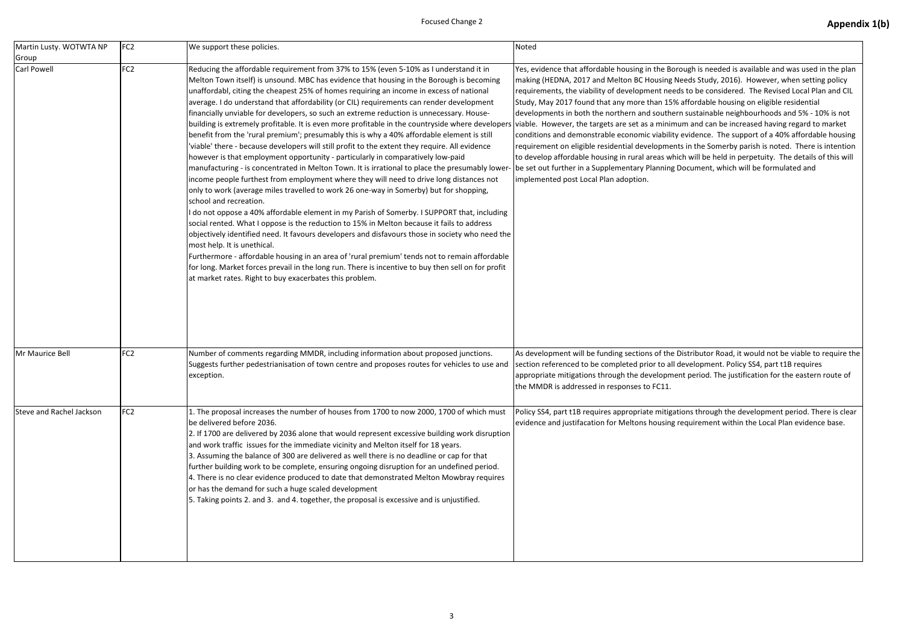| Martin Lusty. WOTWTA NP Group | FC2 | We support these policies. | Noted |
|---|---|---|---|
| Carl Powell | FC2 | Reducing the affordable requirement from 37% to 15% (even 5-10% as I understand it in Melton Town itself) is unsound. MBC has evidence that housing in the Borough is becoming unaffordabl, citing the cheapest 25% of homes requiring an income in excess of national average. I do understand that affordability (or CIL) requirements can render development financially unviable for developers, so such an extreme reduction is unnecessary. House-building is extremely profitable. It is even more profitable in the countryside where developers benefit from the 'rural premium'; presumably this is why a 40% affordable element is still 'viable' there - because developers will still profit to the extent they require. All evidence however is that employment opportunity - particularly in comparatively low-paid manufacturing - is concentrated in Melton Town. It is irrational to place the presumably lower-income people furthest from employment where they will need to drive long distances not only to work (average miles travelled to work 26 one-way in Somerby) but for shopping, school and recreation.<br>I do not oppose a 40% affordable element in my Parish of Somerby. I SUPPORT that, including social rented. What I oppose is the reduction to 15% in Melton because it fails to address objectively identified need. It favours developers and disfavours those in society who need the most help. It is unethical.<br>Furthermore - affordable housing in an area of 'rural premium' tends not to remain affordable for long. Market forces prevail in the long run. There is incentive to buy then sell on for profit at market rates. Right to buy exacerbates this problem. | Yes, evidence that affordable housing in the Borough is needed is available and was used in the plan making (HEDNA, 2017 and Melton BC Housing Needs Study, 2016). However, when setting policy requirements, the viability of development needs to be considered. The Revised Local Plan and CIL Study, May 2017 found that any more than 15% affordable housing on eligible residential developments in both the northern and southern sustainable neighbourhoods and 5% - 10% is not viable. However, the targets are set as a minimum and can be increased having regard to market conditions and demonstrable economic viability evidence. The support of a 40% affordable housing requirement on eligible residential developments in the Somerby parish is noted. There is intention to develop affordable housing in rural areas which will be held in perpetuity. The details of this will be set out further in a Supplementary Planning Document, which will be formulated and implemented post Local Plan adoption. |
| Mr Maurice Bell | FC2 | Number of comments regarding MMDR, including information about proposed junctions. Suggests further pedestrianisation of town centre and proposes routes for vehicles to use and exception. | As development will be funding sections of the Distributor Road, it would not be viable to require the section referenced to be completed prior to all development. Policy SS4, part t1B requires appropriate mitigations through the development period. The justification for the eastern route of the MMDR is addressed in responses to FC11. |
| Steve and Rachel Jackson | FC2 | 1. The proposal increases the number of houses from 1700 to now 2000, 1700 of which must be delivered before 2036.<br>2. If 1700 are delivered by 2036 alone that would represent excessive building work disruption and work traffic issues for the immediate vicinity and Melton itself for 18 years.<br>3. Assuming the balance of 300 are delivered as well there is no deadline or cap for that further building work to be complete, ensuring ongoing disruption for an undefined period.<br>4. There is no clear evidence produced to date that demonstrated Melton Mowbray requires or has the demand for such a huge scaled development<br>5. Taking points 2. and 3. and 4. together, the proposal is excessive and is unjustified. | Policy SS4, part t1B requires appropriate mitigations through the development period. There is clear evidence and justifacation for Meltons housing requirement within the Local Plan evidence base. |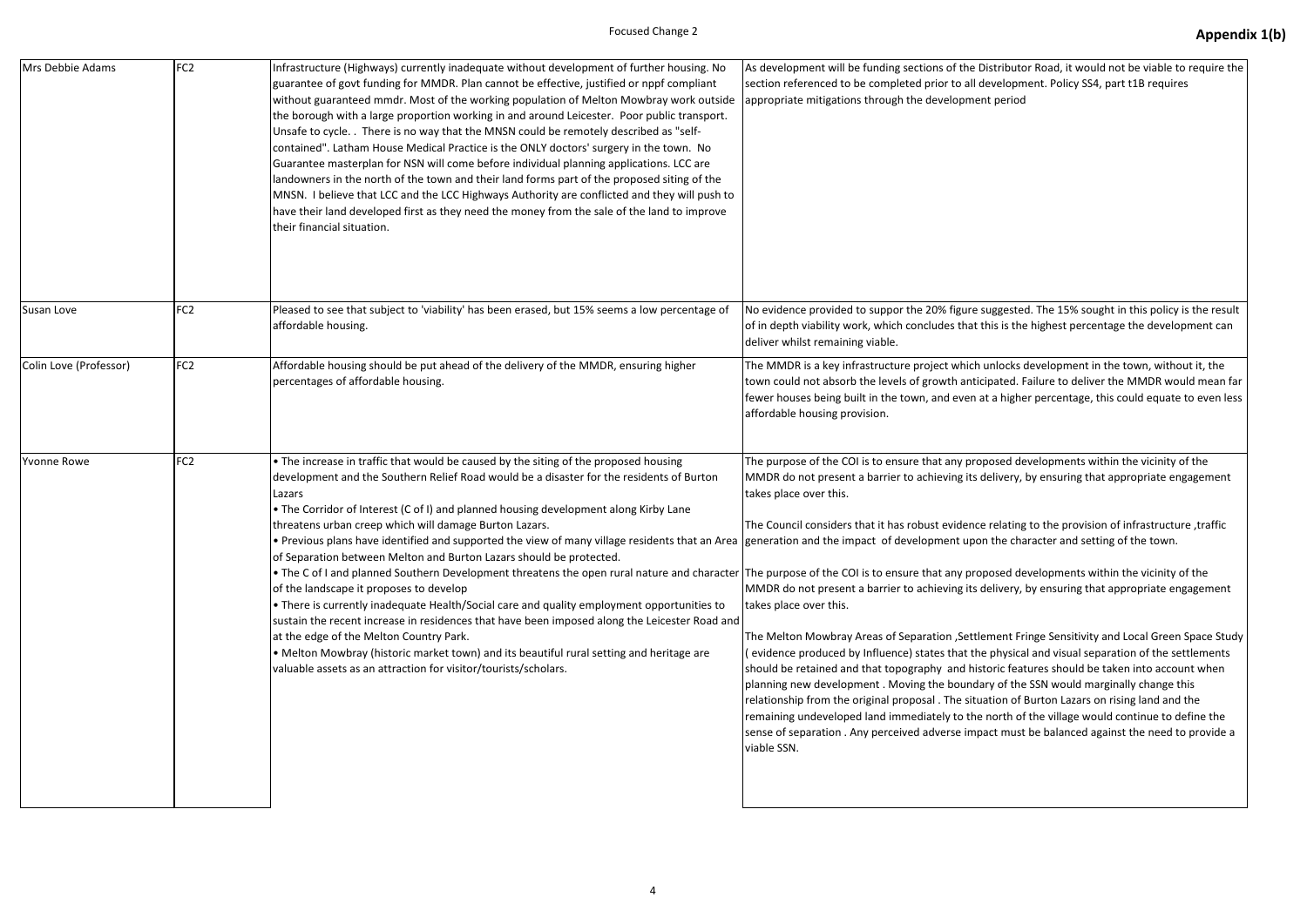Focused Change 2

**Appendix 1(b)**

| | | | |
|---|---|---|---|
| Mrs Debbie Adams | FC2 | Infrastructure (Highways) currently inadequate without development of further housing. No guarantee of govt funding for MMDR. Plan cannot be effective, justified or nppf compliant without guaranteed mmdr. Most of the working population of Melton Mowbray work outside the borough with a large proportion working in and around Leicester. Poor public transport. Unsafe to cycle. . There is no way that the MNSN could be remotely described as "self-contained". Latham House Medical Practice is the ONLY doctors' surgery in the town. No Guarantee masterplan for NSN will come before individual planning applications. LCC are landowners in the north of the town and their land forms part of the proposed siting of the MNSN. I believe that LCC and the LCC Highways Authority are conflicted and they will push to have their land developed first as they need the money from the sale of the land to improve their financial situation. | As development will be funding sections of the Distributor Road, it would not be viable to require the section referenced to be completed prior to all development. Policy SS4, part t1B requires appropriate mitigations through the development period |
| Susan Love | FC2 | Pleased to see that subject to 'viability' has been erased, but 15% seems a low percentage of affordable housing. | No evidence provided to suppor the 20% figure suggested. The 15% sought in this policy is the result of in depth viability work, which concludes that this is the highest percentage the development can deliver whilst remaining viable. |
| Colin Love (Professor) | FC2 | Affordable housing should be put ahead of the delivery of the MMDR, ensuring higher percentages of affordable housing. | The MMDR is a key infrastructure project which unlocks development in the town, without it, the town could not absorb the levels of growth anticipated. Failure to deliver the MMDR would mean far fewer houses being built in the town, and even at a higher percentage, this could equate to even less affordable housing provision. |
| Yvonne Rowe | FC2 | • The increase in traffic that would be caused by the siting of the proposed housing development and the Southern Relief Road would be a disaster for the residents of Burton Lazars<br>• The Corridor of Interest (C of I) and planned housing development along Kirby Lane threatens urban creep which will damage Burton Lazars.<br>• Previous plans have identified and supported the view of many village residents that an Area of Separation between Melton and Burton Lazars should be protected.<br>• The C of I and planned Southern Development threatens the open rural nature and character of the landscape it proposes to develop<br>• There is currently inadequate Health/Social care and quality employment opportunities to sustain the recent increase in residences that have been imposed along the Leicester Road and at the edge of the Melton Country Park.<br>• Melton Mowbray (historic market town) and its beautiful rural setting and heritage are valuable assets as an attraction for visitor/tourists/scholars. | The purpose of the COI is to ensure that any proposed developments within the vicinity of the MMDR do not present a barrier to achieving its delivery, by ensuring that appropriate engagement takes place over this.<br><br>The Council considers that it has robust evidence relating to the provision of infrastructure ,traffic generation and the impact of development upon the character and setting of the town.<br><br>The purpose of the COI is to ensure that any proposed developments within the vicinity of the MMDR do not present a barrier to achieving its delivery, by ensuring that appropriate engagement takes place over this.<br><br>The Melton Mowbray Areas of Separation ,Settlement Fringe Sensitivity and Local Green Space Study ( evidence produced by Influence) states that the physical and visual separation of the settlements should be retained and that topography and historic features should be taken into account when planning new development . Moving the boundary of the SSN would marginally change this relationship from the original proposal . The situation of Burton Lazars on rising land and the remaining undeveloped land immediately to the north of the village would continue to define the sense of separation . Any perceived adverse impact must be balanced against the need to provide a viable SSN. |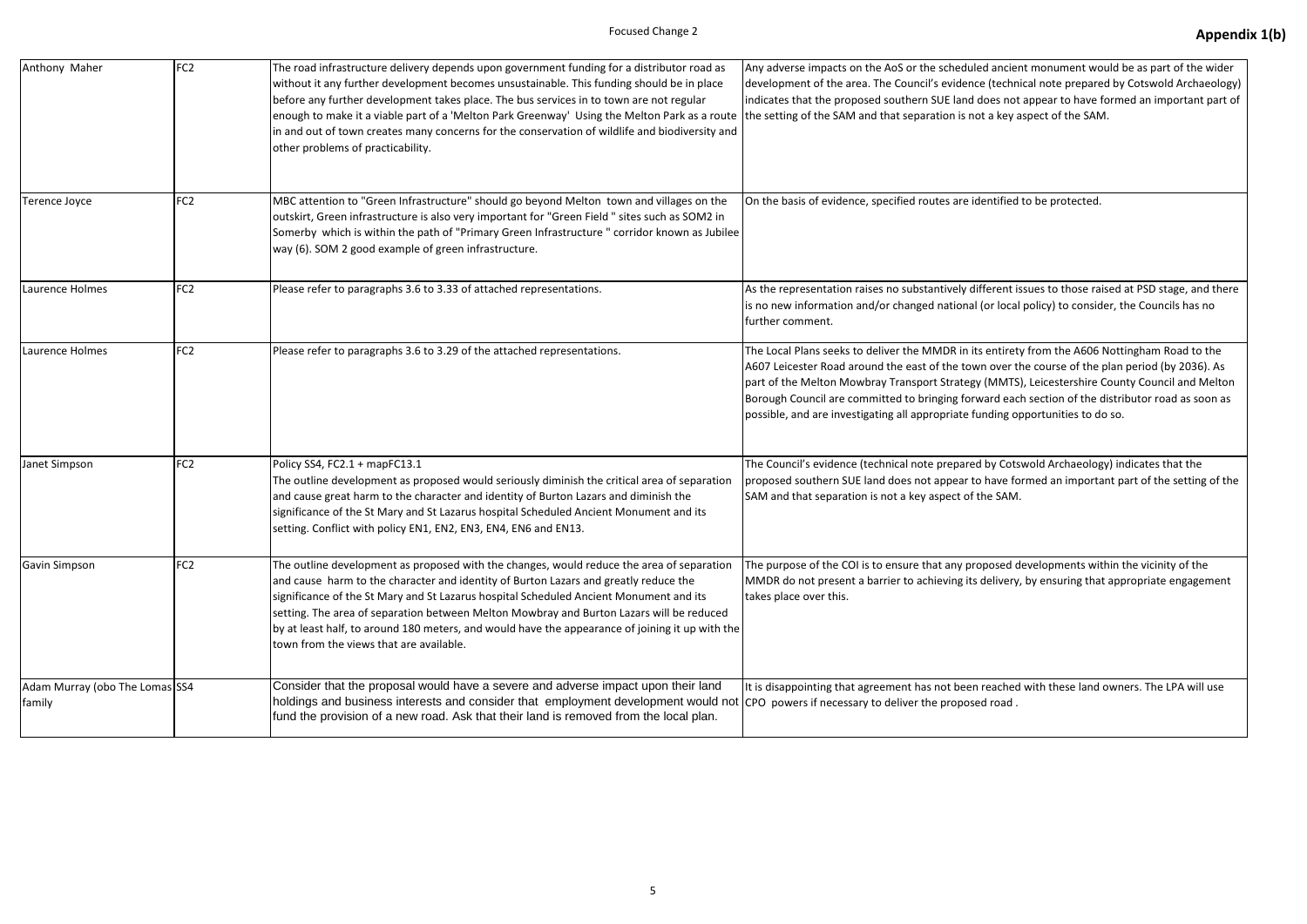| | | | |
|---|---|---|---|
| Anthony Maher | FC2 | The road infrastructure delivery depends upon government funding for a distributor road as without it any further development becomes unsustainable. This funding should be in place before any further development takes place. The bus services in to town are not regular enough to make it a viable part of a 'Melton Park Greenway' Using the Melton Park as a route in and out of town creates many concerns for the conservation of wildlife and biodiversity and other problems of practicability. | Any adverse impacts on the AoS or the scheduled ancient monument would be as part of the wider development of the area. The Council's evidence (technical note prepared by Cotswold Archaeology) indicates that the proposed southern SUE land does not appear to have formed an important part of the setting of the SAM and that separation is not a key aspect of the SAM. |
| Terence Joyce | FC2 | MBC attention to "Green Infrastructure" should go beyond Melton town and villages on the outskirt, Green infrastructure is also very important for "Green Field " sites such as SOM2 in Somerby which is within the path of "Primary Green Infrastructure " corridor known as Jubilee way (6). SOM 2 good example of green infrastructure. | On the basis of evidence, specified routes are identified to be protected. |
| Laurence Holmes | FC2 | Please refer to paragraphs 3.6 to 3.33 of attached representations. | As the representation raises no substantively different issues to those raised at PSD stage, and there is no new information and/or changed national (or local policy) to consider, the Councils has no further comment. |
| Laurence Holmes | FC2 | Please refer to paragraphs 3.6 to 3.29 of the attached representations. | The Local Plans seeks to deliver the MMDR in its entirety from the A606 Nottingham Road to the A607 Leicester Road around the east of the town over the course of the plan period (by 2036). As part of the Melton Mowbray Transport Strategy (MMTS), Leicestershire County Council and Melton Borough Council are committed to bringing forward each section of the distributor road as soon as possible, and are investigating all appropriate funding opportunities to do so. |
| Janet Simpson | FC2 | Policy SS4, FC2.1 + mapFC13.1<br>The outline development as proposed would seriously diminish the critical area of separation and cause great harm to the character and identity of Burton Lazars and diminish the significance of the St Mary and St Lazarus hospital Scheduled Ancient Monument and its setting. Conflict with policy EN1, EN2, EN3, EN4, EN6 and EN13. | The Council's evidence (technical note prepared by Cotswold Archaeology) indicates that the proposed southern SUE land does not appear to have formed an important part of the setting of the SAM and that separation is not a key aspect of the SAM. |
| Gavin Simpson | FC2 | The outline development as proposed with the changes, would reduce the area of separation and cause harm to the character and identity of Burton Lazars and greatly reduce the significance of the St Mary and St Lazarus hospital Scheduled Ancient Monument and its setting. The area of separation between Melton Mowbray and Burton Lazars will be reduced by at least half, to around 180 meters, and would have the appearance of joining it up with the town from the views that are available. | The purpose of the COI is to ensure that any proposed developments within the vicinity of the MMDR do not present a barrier to achieving its delivery, by ensuring that appropriate engagement takes place over this. |
| Adam Murray (obo The Lomas family | SS4 | Consider that the proposal would have a severe and adverse impact upon their land holdings and business interests and consider that employment development would not fund the provision of a new road. Ask that their land is removed from the local plan. | It is disappointing that agreement has not been reached with these land owners. The LPA will use CPO powers if necessary to deliver the proposed road . |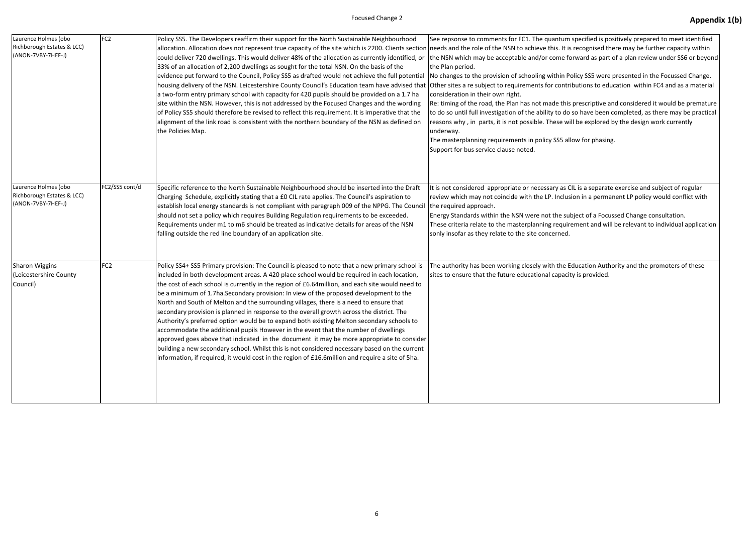| Laurence Holmes (obo Richborough Estates & LCC) (ANON-7VBY-7HEF-J) | FC2 | Policy SS5. The Developers reaffirm their support for the North Sustainable Neighbourhood allocation. Allocation does not represent true capacity of the site which is 2200. Clients section could deliver 720 dwellings. This would deliver 48% of the allocation as currently identified, or 33% of an allocation of 2,200 dwellings as sought for the total NSN. On the basis of the evidence put forward to the Council, Policy SS5 as drafted would not achieve the full potential housing delivery of the NSN. Leicestershire County Council's Education team have advised that a two-form entry primary school with capacity for 420 pupils should be provided on a 1.7 ha site within the NSN. However, this is not addressed by the Focused Changes and the wording of Policy SS5 should therefore be revised to reflect this requirement. It is imperative that the alignment of the link road is consistent with the northern boundary of the NSN as defined on the Policies Map. | See repsponse to comments for FC1. The quantum specified is positively prepared to meet identified needs and the role of the NSN to achieve this. It is recognised there may be further capacity within the NSN which may be acceptable and/or come forward as part of a plan review under SS6 or beyond the Plan period.<br>No changes to the provision of schooling within Policy SS5 were presented in the Focussed Change. Other sites a re subject to requirements for contributions to education within FC4 and as a material consideration in their own right.<br>Re: timing of the road, the Plan has not made this prescriptive and considered it would be premature to do so until full investigation of the ability to do so have been completed, as there may be practical reasons why , in parts, it is not possible. These will be explored by the design work currently underway.<br>The masterplanning requirements in policy SS5 allow for phasing.<br>Support for bus service clause noted. |
|---|---|---|---|
| Laurence Holmes (obo Richborough Estates & LCC) (ANON-7VBY-7HEF-J) | FC2/SS5 cont/d | Specific reference to the North Sustainable Neighbourhood should be inserted into the Draft Charging Schedule, explicitly stating that a £0 CIL rate applies. The Council's aspiration to establish local energy standards is not compliant with paragraph 009 of the NPPG. The Council should not set a policy which requires Building Regulation requirements to be exceeded. Requirements under m1 to m6 should be treated as indicative details for areas of the NSN falling outside the red line boundary of an application site. | It is not considered appropriate or necessary as CIL is a separate exercise and subject of regular review which may not coincide with the LP. Inclusion in a permanent LP policy would conflict with the required approach.<br>Energy Standards within the NSN were not the subject of a Focussed Change consultation.<br>These criteria relate to the masterplanning requirement and will be relevant to individual application sonly insofar as they relate to the site concerned. |
| Sharon Wiggins (Leicestershire County Council) | FC2 | Policy SS4+ SS5 Primary provision: The Council is pleased to note that a new primary school is included in both development areas. A 420 place school would be required in each location, the cost of each school is currently in the region of £6.64million, and each site would need to be a minimum of 1.7ha.Secondary provision: In view of the proposed development to the North and South of Melton and the surrounding villages, there is a need to ensure that secondary provision is planned in response to the overall growth across the district. The Authority's preferred option would be to expand both existing Melton secondary schools to accommodate the additional pupils However in the event that the number of dwellings approved goes above that indicated in the document it may be more appropriate to consider building a new secondary school. Whilst this is not considered necessary based on the current information, if required, it would cost in the region of £16.6million and require a site of 5ha. | The authority has been working closely with the Education Authority and the promoters of these sites to ensure that the future educational capacity is provided. |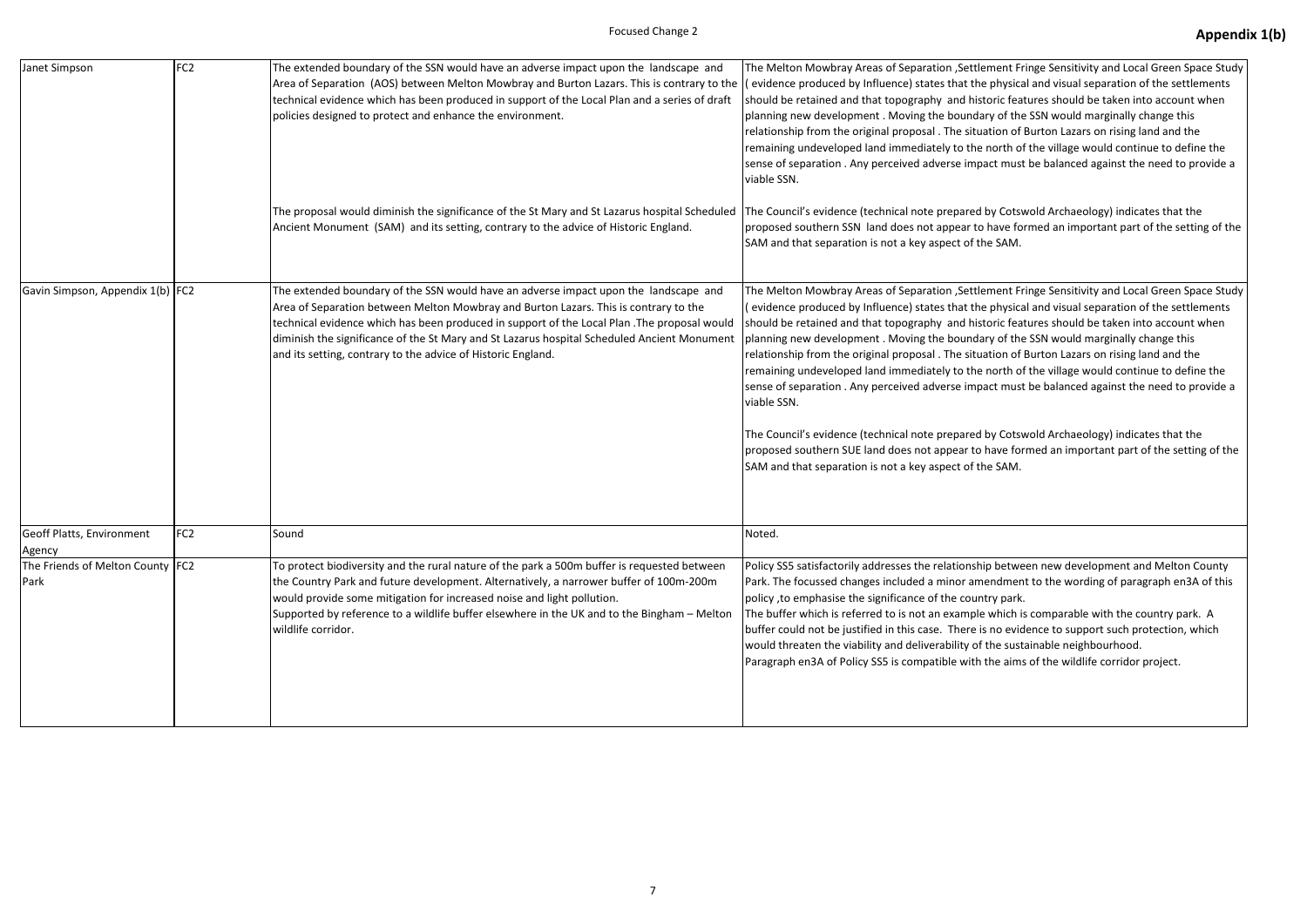Focused Change 2

**Appendix 1(b)**

| | | | |
|---|---|---|---|
| Janet Simpson | FC2 | The extended boundary of the SSN would have an adverse impact upon the landscape and Area of Separation (AOS) between Melton Mowbray and Burton Lazars. This is contrary to the technical evidence which has been produced in support of the Local Plan and a series of draft policies designed to protect and enhance the environment.<br><br>The proposal would diminish the significance of the St Mary and St Lazarus hospital Scheduled Ancient Monument (SAM) and its setting, contrary to the advice of Historic England. | The Melton Mowbray Areas of Separation ,Settlement Fringe Sensitivity and Local Green Space Study ( evidence produced by Influence) states that the physical and visual separation of the settlements should be retained and that topography and historic features should be taken into account when planning new development . Moving the boundary of the SSN would marginally change this relationship from the original proposal . The situation of Burton Lazars on rising land and the remaining undeveloped land immediately to the north of the village would continue to define the sense of separation . Any perceived adverse impact must be balanced against the need to provide a viable SSN.<br><br>The Council's evidence (technical note prepared by Cotswold Archaeology) indicates that the proposed southern SSN land does not appear to have formed an important part of the setting of the SAM and that separation is not a key aspect of the SAM. |
| Gavin Simpson, Appendix 1(b) | FC2 | The extended boundary of the SSN would have an adverse impact upon the landscape and Area of Separation between Melton Mowbray and Burton Lazars. This is contrary to the technical evidence which has been produced in support of the Local Plan .The proposal would diminish the significance of the St Mary and St Lazarus hospital Scheduled Ancient Monument and its setting, contrary to the advice of Historic England. | The Melton Mowbray Areas of Separation ,Settlement Fringe Sensitivity and Local Green Space Study ( evidence produced by Influence) states that the physical and visual separation of the settlements should be retained and that topography and historic features should be taken into account when planning new development . Moving the boundary of the SSN would marginally change this relationship from the original proposal . The situation of Burton Lazars on rising land and the remaining undeveloped land immediately to the north of the village would continue to define the sense of separation . Any perceived adverse impact must be balanced against the need to provide a viable SSN.<br><br>The Council's evidence (technical note prepared by Cotswold Archaeology) indicates that the proposed southern SUE land does not appear to have formed an important part of the setting of the SAM and that separation is not a key aspect of the SAM. |
| Geoff Platts, Environment Agency | FC2 | Sound | Noted. |
| The Friends of Melton County Park | FC2 | To protect biodiversity and the rural nature of the park a 500m buffer is requested between the Country Park and future development. Alternatively, a narrower buffer of 100m-200m would provide some mitigation for increased noise and light pollution.<br>Supported by reference to a wildlife buffer elsewhere in the UK and to the Bingham – Melton wildlife corridor. | Policy SS5 satisfactorily addresses the relationship between new development and Melton County Park. The focussed changes included a minor amendment to the wording of paragraph en3A of this policy ,to emphasise the significance of the country park.<br>The buffer which is referred to is not an example which is comparable with the country park. A buffer could not be justified in this case. There is no evidence to support such protection, which would threaten the viability and deliverability of the sustainable neighbourhood.<br>Paragraph en3A of Policy SS5 is compatible with the aims of the wildlife corridor project. |